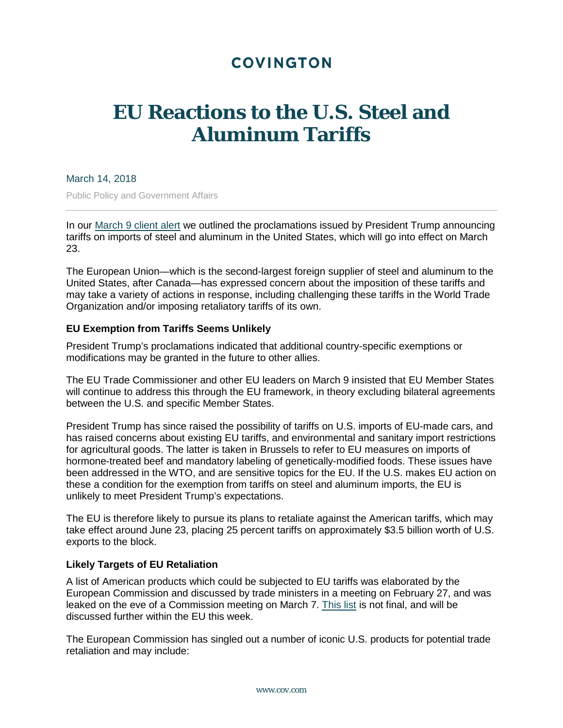# COVINGTON

# EU Reactions to the U.S. Steel and Aluminum Tariffs

March 14, 2018

Public Policy and Government Affairs

---

In our March 9 client alert we outlined the proclamations issued by President Trump announcing tariffs on imports of steel and aluminum in the United States, which will go into effect on March 23.

The European Union—which is the second-largest foreign supplier of steel and aluminum to the United States, after Canada—has expressed concern about the imposition of these tariffs and may take a variety of actions in response, including challenging these tariffs in the World Trade Organization and/or imposing retaliatory tariffs of its own.

**EU Exemption from Tariffs Seems Unlikely**

President Trump's proclamations indicated that additional country-specific exemptions or modifications may be granted in the future to other allies.

The EU Trade Commissioner and other EU leaders on March 9 insisted that EU Member States will continue to address this through the EU framework, in theory excluding bilateral agreements between the U.S. and specific Member States.

President Trump has since raised the possibility of tariffs on U.S. imports of EU-made cars, and has raised concerns about existing EU tariffs, and environmental and sanitary import restrictions for agricultural goods. The latter is taken in Brussels to refer to EU measures on imports of hormone-treated beef and mandatory labeling of genetically-modified foods. These issues have been addressed in the WTO, and are sensitive topics for the EU. If the U.S. makes EU action on these a condition for the exemption from tariffs on steel and aluminum imports, the EU is unlikely to meet President Trump's expectations.

The EU is therefore likely to pursue its plans to retaliate against the American tariffs, which may take effect around June 23, placing 25 percent tariffs on approximately $3.5 billion worth of U.S. exports to the block.

**Likely Targets of EU Retaliation**

A list of American products which could be subjected to EU tariffs was elaborated by the European Commission and discussed by trade ministers in a meeting on February 27, and was leaked on the eve of a Commission meeting on March 7. This list is not final, and will be discussed further within the EU this week.

The European Commission has singled out a number of iconic U.S. products for potential trade retaliation and may include: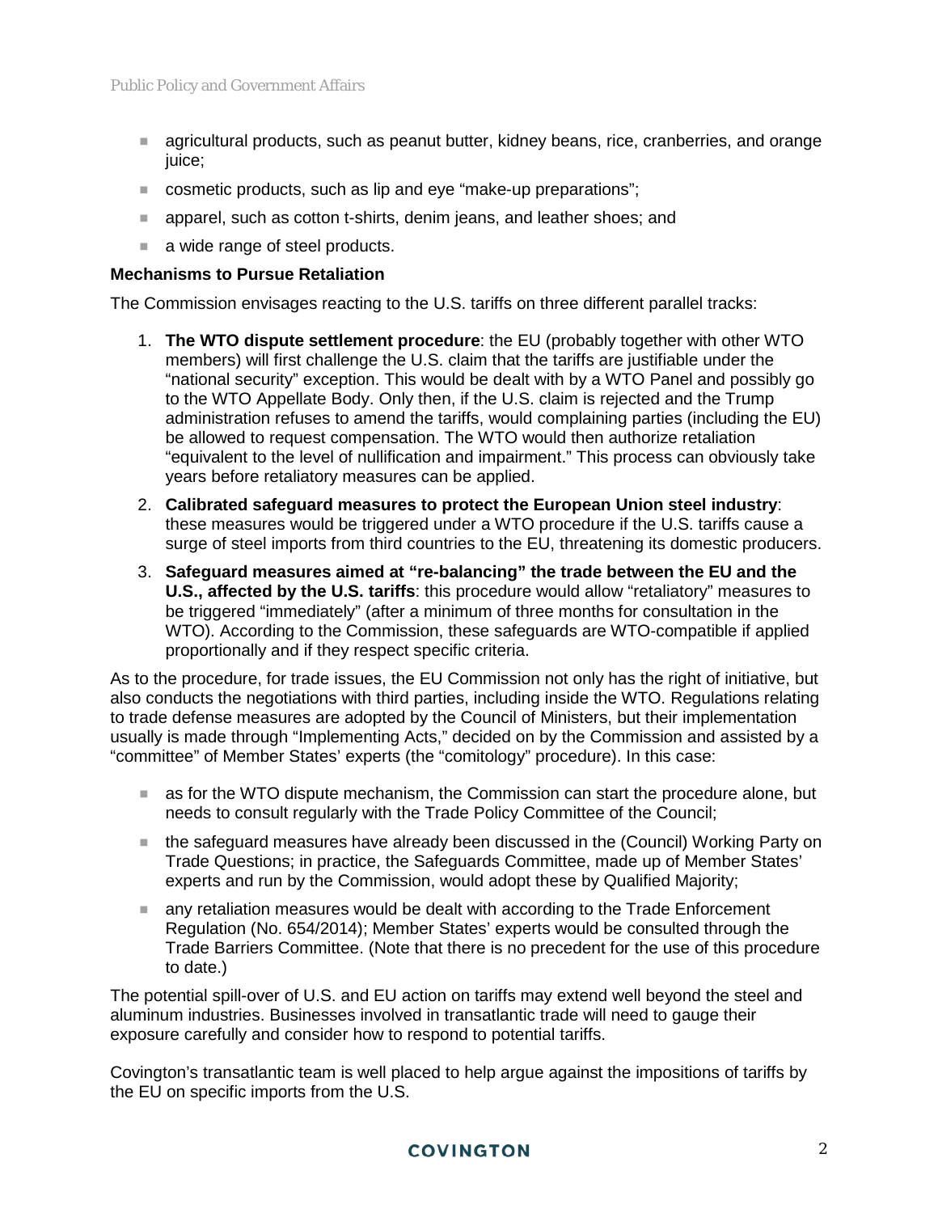- agricultural products, such as peanut butter, kidney beans, rice, cranberries, and orange juice;
- cosmetic products, such as lip and eye "make-up preparations";
- apparel, such as cotton t-shirts, denim jeans, and leather shoes; and
- a wide range of steel products.

**Mechanisms to Pursue Retaliation**

The Commission envisages reacting to the U.S. tariffs on three different parallel tracks:

1. **The WTO dispute settlement procedure**: the EU (probably together with other WTO members) will first challenge the U.S. claim that the tariffs are justifiable under the "national security" exception. This would be dealt with by a WTO Panel and possibly go to the WTO Appellate Body. Only then, if the U.S. claim is rejected and the Trump administration refuses to amend the tariffs, would complaining parties (including the EU) be allowed to request compensation. The WTO would then authorize retaliation "equivalent to the level of nullification and impairment." This process can obviously take years before retaliatory measures can be applied.
2. **Calibrated safeguard measures to protect the European Union steel industry**: these measures would be triggered under a WTO procedure if the U.S. tariffs cause a surge of steel imports from third countries to the EU, threatening its domestic producers.
3. **Safeguard measures aimed at "re-balancing" the trade between the EU and the U.S., affected by the U.S. tariffs**: this procedure would allow "retaliatory" measures to be triggered "immediately" (after a minimum of three months for consultation in the WTO). According to the Commission, these safeguards are WTO-compatible if applied proportionally and if they respect specific criteria.

As to the procedure, for trade issues, the EU Commission not only has the right of initiative, but also conducts the negotiations with third parties, including inside the WTO. Regulations relating to trade defense measures are adopted by the Council of Ministers, but their implementation usually is made through "Implementing Acts," decided on by the Commission and assisted by a "committee" of Member States' experts (the "comitology" procedure). In this case:

- as for the WTO dispute mechanism, the Commission can start the procedure alone, but needs to consult regularly with the Trade Policy Committee of the Council;
- the safeguard measures have already been discussed in the (Council) Working Party on Trade Questions; in practice, the Safeguards Committee, made up of Member States' experts and run by the Commission, would adopt these by Qualified Majority;
- any retaliation measures would be dealt with according to the Trade Enforcement Regulation (No. 654/2014); Member States' experts would be consulted through the Trade Barriers Committee. (Note that there is no precedent for the use of this procedure to date.)

The potential spill-over of U.S. and EU action on tariffs may extend well beyond the steel and aluminum industries. Businesses involved in transatlantic trade will need to gauge their exposure carefully and consider how to respond to potential tariffs.

Covington's transatlantic team is well placed to help argue against the impositions of tariffs by the EU on specific imports from the U.S.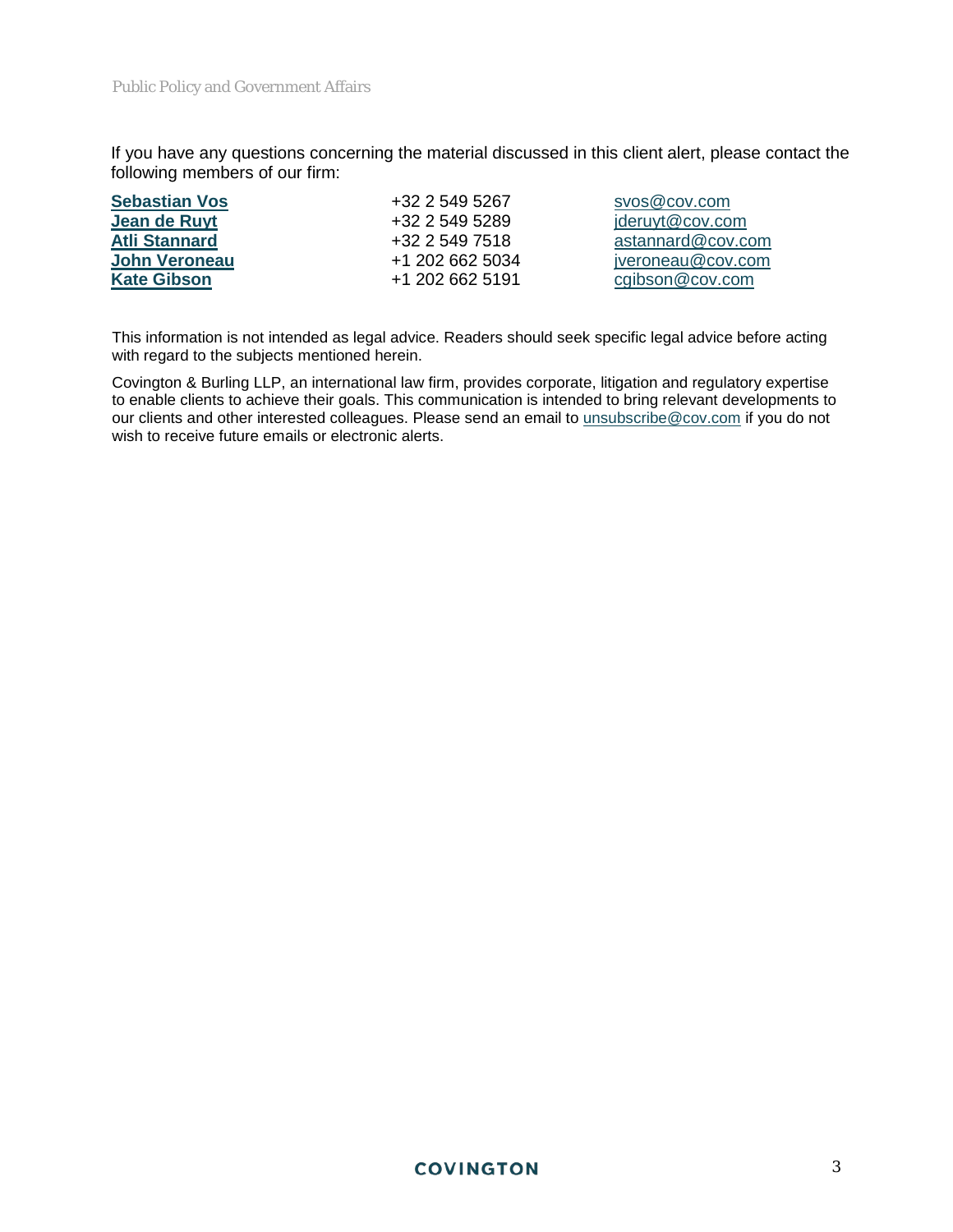If you have any questions concerning the material discussed in this client alert, please contact the following members of our firm:

| | | |
|---|---|---|
| **Sebastian Vos** | +32 2 549 5267 | svos@cov.com |
| **Jean de Ruyt** | +32 2 549 5289 | jderuyt@cov.com |
| **Atli Stannard** | +32 2 549 7518 | astannard@cov.com |
| **John Veroneau** | +1 202 662 5034 | jveroneau@cov.com |
| **Kate Gibson** | +1 202 662 5191 | cgibson@cov.com |

This information is not intended as legal advice. Readers should seek specific legal advice before acting with regard to the subjects mentioned herein.

Covington & Burling LLP, an international law firm, provides corporate, litigation and regulatory expertise to enable clients to achieve their goals. This communication is intended to bring relevant developments to our clients and other interested colleagues. Please send an email to unsubscribe@cov.com if you do not wish to receive future emails or electronic alerts.